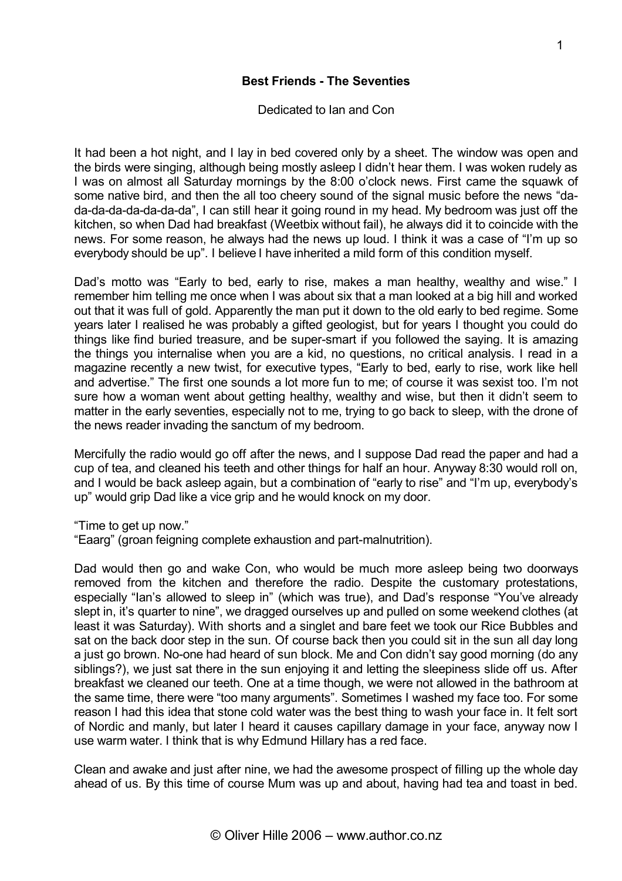**Best Friends - The Seventies**

Dedicated to Ian and Con

It had been a hot night, and I lay in bed covered only by a sheet. The window was open and the birds were singing, although being mostly asleep I didn't hear them. I was woken rudely as I was on almost all Saturday mornings by the 8:00 o'clock news. First came the squawk of some native bird, and then the all too cheery sound of the signal music before the news "da-da-da-da-da-da-da-da", I can still hear it going round in my head. My bedroom was just off the kitchen, so when Dad had breakfast (Weetbix without fail), he always did it to coincide with the news. For some reason, he always had the news up loud. I think it was a case of "I'm up so everybody should be up". I believe I have inherited a mild form of this condition myself.

Dad's motto was "Early to bed, early to rise, makes a man healthy, wealthy and wise." I remember him telling me once when I was about six that a man looked at a big hill and worked out that it was full of gold. Apparently the man put it down to the old early to bed regime. Some years later I realised he was probably a gifted geologist, but for years I thought you could do things like find buried treasure, and be super-smart if you followed the saying. It is amazing the things you internalise when you are a kid, no questions, no critical analysis. I read in a magazine recently a new twist, for executive types, "Early to bed, early to rise, work like hell and advertise." The first one sounds a lot more fun to me; of course it was sexist too. I'm not sure how a woman went about getting healthy, wealthy and wise, but then it didn't seem to matter in the early seventies, especially not to me, trying to go back to sleep, with the drone of the news reader invading the sanctum of my bedroom.

Mercifully the radio would go off after the news, and I suppose Dad read the paper and had a cup of tea, and cleaned his teeth and other things for half an hour. Anyway 8:30 would roll on, and I would be back asleep again, but a combination of "early to rise" and "I'm up, everybody's up" would grip Dad like a vice grip and he would knock on my door.

"Time to get up now."
"Eaarg" (groan feigning complete exhaustion and part-malnutrition).

Dad would then go and wake Con, who would be much more asleep being two doorways removed from the kitchen and therefore the radio. Despite the customary protestations, especially "Ian's allowed to sleep in" (which was true), and Dad's response "You've already slept in, it's quarter to nine", we dragged ourselves up and pulled on some weekend clothes (at least it was Saturday). With shorts and a singlet and bare feet we took our Rice Bubbles and sat on the back door step in the sun. Of course back then you could sit in the sun all day long a just go brown. No-one had heard of sun block. Me and Con didn't say good morning (do any siblings?), we just sat there in the sun enjoying it and letting the sleepiness slide off us. After breakfast we cleaned our teeth. One at a time though, we were not allowed in the bathroom at the same time, there were "too many arguments". Sometimes I washed my face too. For some reason I had this idea that stone cold water was the best thing to wash your face in. It felt sort of Nordic and manly, but later I heard it causes capillary damage in your face, anyway now I use warm water. I think that is why Edmund Hillary has a red face.

Clean and awake and just after nine, we had the awesome prospect of filling up the whole day ahead of us. By this time of course Mum was up and about, having had tea and toast in bed.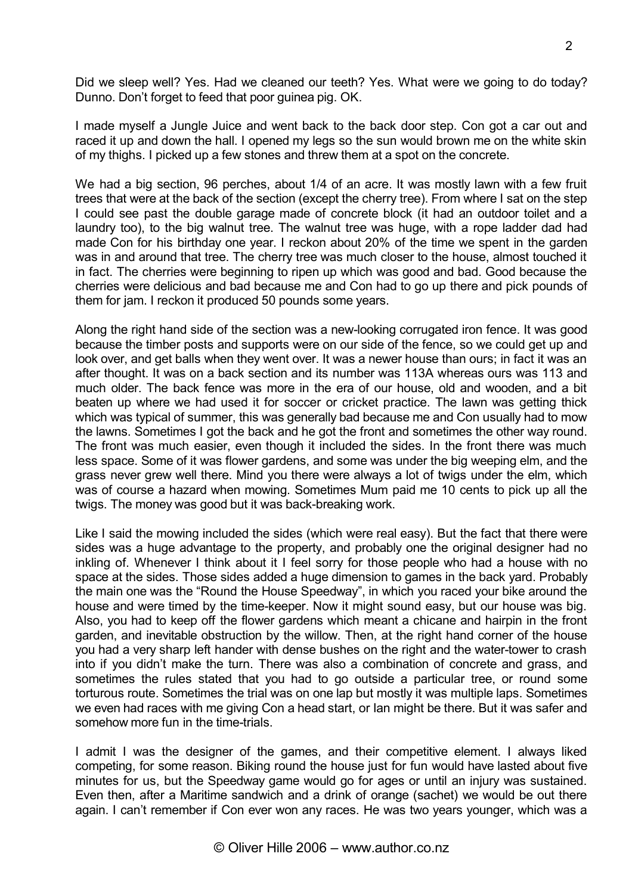Did we sleep well? Yes. Had we cleaned our teeth? Yes. What were we going to do today? Dunno. Don't forget to feed that poor guinea pig. OK.

I made myself a Jungle Juice and went back to the back door step. Con got a car out and raced it up and down the hall. I opened my legs so the sun would brown me on the white skin of my thighs. I picked up a few stones and threw them at a spot on the concrete.

We had a big section, 96 perches, about 1/4 of an acre. It was mostly lawn with a few fruit trees that were at the back of the section (except the cherry tree). From where I sat on the step I could see past the double garage made of concrete block (it had an outdoor toilet and a laundry too), to the big walnut tree. The walnut tree was huge, with a rope ladder dad had made Con for his birthday one year. I reckon about 20% of the time we spent in the garden was in and around that tree. The cherry tree was much closer to the house, almost touched it in fact. The cherries were beginning to ripen up which was good and bad. Good because the cherries were delicious and bad because me and Con had to go up there and pick pounds of them for jam. I reckon it produced 50 pounds some years.

Along the right hand side of the section was a new-looking corrugated iron fence. It was good because the timber posts and supports were on our side of the fence, so we could get up and look over, and get balls when they went over. It was a newer house than ours; in fact it was an after thought. It was on a back section and its number was 113A whereas ours was 113 and much older. The back fence was more in the era of our house, old and wooden, and a bit beaten up where we had used it for soccer or cricket practice. The lawn was getting thick which was typical of summer, this was generally bad because me and Con usually had to mow the lawns. Sometimes I got the back and he got the front and sometimes the other way round. The front was much easier, even though it included the sides. In the front there was much less space. Some of it was flower gardens, and some was under the big weeping elm, and the grass never grew well there. Mind you there were always a lot of twigs under the elm, which was of course a hazard when mowing. Sometimes Mum paid me 10 cents to pick up all the twigs. The money was good but it was back-breaking work.

Like I said the mowing included the sides (which were real easy). But the fact that there were sides was a huge advantage to the property, and probably one the original designer had no inkling of. Whenever I think about it I feel sorry for those people who had a house with no space at the sides. Those sides added a huge dimension to games in the back yard. Probably the main one was the "Round the House Speedway", in which you raced your bike around the house and were timed by the time-keeper. Now it might sound easy, but our house was big. Also, you had to keep off the flower gardens which meant a chicane and hairpin in the front garden, and inevitable obstruction by the willow. Then, at the right hand corner of the house you had a very sharp left hander with dense bushes on the right and the water-tower to crash into if you didn't make the turn. There was also a combination of concrete and grass, and sometimes the rules stated that you had to go outside a particular tree, or round some torturous route. Sometimes the trial was on one lap but mostly it was multiple laps. Sometimes we even had races with me giving Con a head start, or Ian might be there. But it was safer and somehow more fun in the time-trials.

I admit I was the designer of the games, and their competitive element. I always liked competing, for some reason. Biking round the house just for fun would have lasted about five minutes for us, but the Speedway game would go for ages or until an injury was sustained. Even then, after a Maritime sandwich and a drink of orange (sachet) we would be out there again. I can't remember if Con ever won any races. He was two years younger, which was a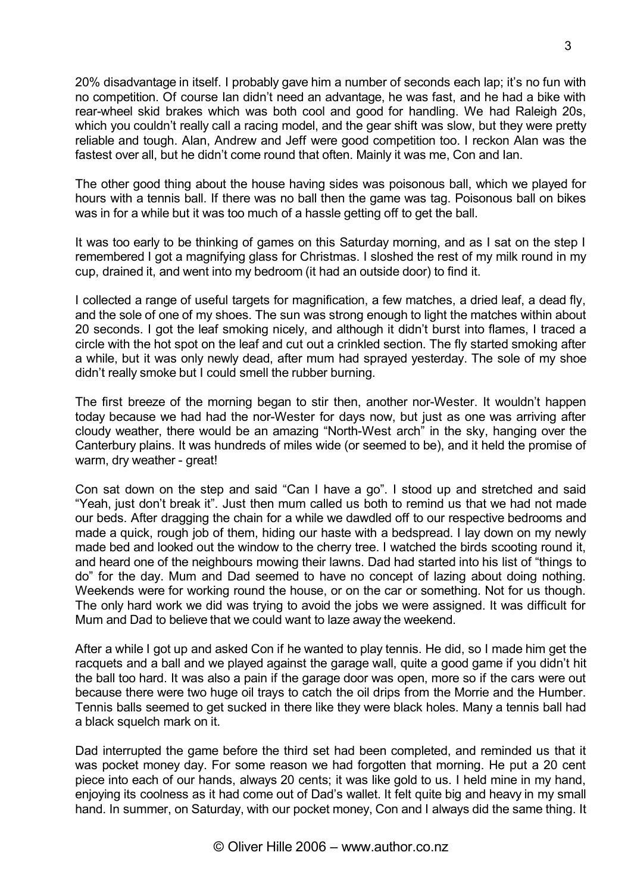20% disadvantage in itself. I probably gave him a number of seconds each lap; it's no fun with no competition. Of course Ian didn't need an advantage, he was fast, and he had a bike with rear-wheel skid brakes which was both cool and good for handling. We had Raleigh 20s, which you couldn't really call a racing model, and the gear shift was slow, but they were pretty reliable and tough. Alan, Andrew and Jeff were good competition too. I reckon Alan was the fastest over all, but he didn't come round that often. Mainly it was me, Con and Ian.

The other good thing about the house having sides was poisonous ball, which we played for hours with a tennis ball. If there was no ball then the game was tag. Poisonous ball on bikes was in for a while but it was too much of a hassle getting off to get the ball.

It was too early to be thinking of games on this Saturday morning, and as I sat on the step I remembered I got a magnifying glass for Christmas. I sloshed the rest of my milk round in my cup, drained it, and went into my bedroom (it had an outside door) to find it.

I collected a range of useful targets for magnification, a few matches, a dried leaf, a dead fly, and the sole of one of my shoes. The sun was strong enough to light the matches within about 20 seconds. I got the leaf smoking nicely, and although it didn't burst into flames, I traced a circle with the hot spot on the leaf and cut out a crinkled section. The fly started smoking after a while, but it was only newly dead, after mum had sprayed yesterday. The sole of my shoe didn't really smoke but I could smell the rubber burning.

The first breeze of the morning began to stir then, another nor-Wester. It wouldn't happen today because we had had the nor-Wester for days now, but just as one was arriving after cloudy weather, there would be an amazing "North-West arch" in the sky, hanging over the Canterbury plains. It was hundreds of miles wide (or seemed to be), and it held the promise of warm, dry weather - great!

Con sat down on the step and said "Can I have a go". I stood up and stretched and said "Yeah, just don't break it". Just then mum called us both to remind us that we had not made our beds. After dragging the chain for a while we dawdled off to our respective bedrooms and made a quick, rough job of them, hiding our haste with a bedspread. I lay down on my newly made bed and looked out the window to the cherry tree. I watched the birds scooting round it, and heard one of the neighbours mowing their lawns. Dad had started into his list of "things to do" for the day. Mum and Dad seemed to have no concept of lazing about doing nothing. Weekends were for working round the house, or on the car or something. Not for us though. The only hard work we did was trying to avoid the jobs we were assigned. It was difficult for Mum and Dad to believe that we could want to laze away the weekend.

After a while I got up and asked Con if he wanted to play tennis. He did, so I made him get the racquets and a ball and we played against the garage wall, quite a good game if you didn't hit the ball too hard. It was also a pain if the garage door was open, more so if the cars were out because there were two huge oil trays to catch the oil drips from the Morrie and the Humber. Tennis balls seemed to get sucked in there like they were black holes. Many a tennis ball had a black squelch mark on it.

Dad interrupted the game before the third set had been completed, and reminded us that it was pocket money day. For some reason we had forgotten that morning. He put a 20 cent piece into each of our hands, always 20 cents; it was like gold to us. I held mine in my hand, enjoying its coolness as it had come out of Dad's wallet. It felt quite big and heavy in my small hand. In summer, on Saturday, with our pocket money, Con and I always did the same thing. It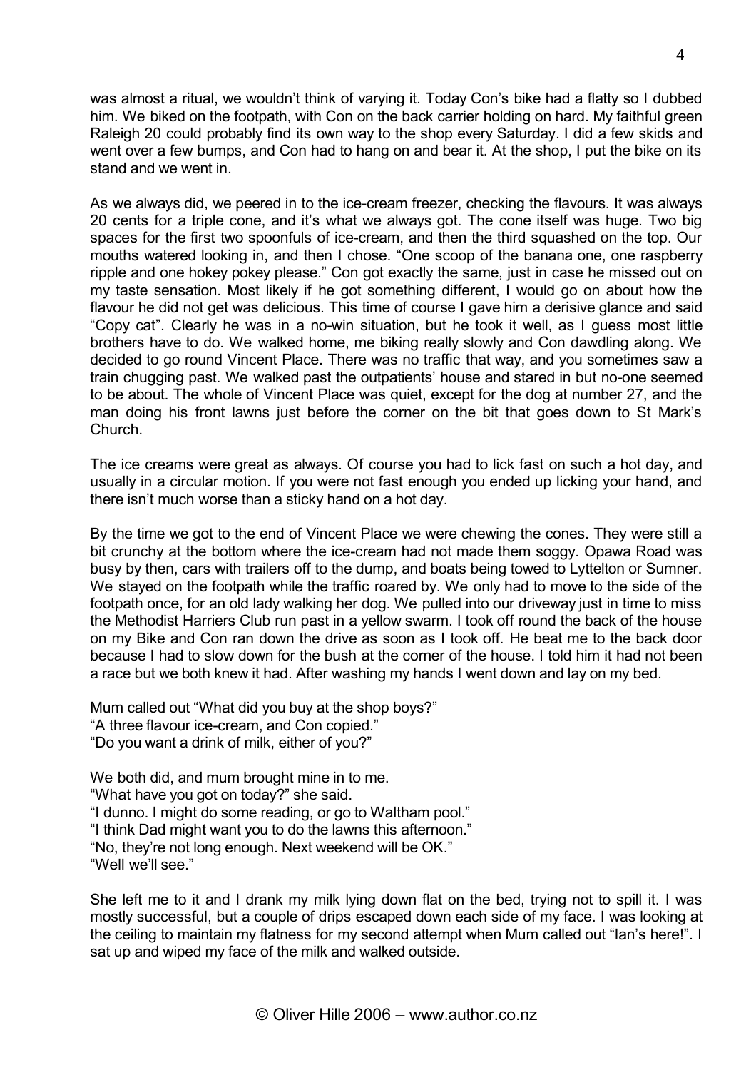was almost a ritual, we wouldn't think of varying it. Today Con's bike had a flatty so I dubbed him. We biked on the footpath, with Con on the back carrier holding on hard. My faithful green Raleigh 20 could probably find its own way to the shop every Saturday. I did a few skids and went over a few bumps, and Con had to hang on and bear it. At the shop, I put the bike on its stand and we went in.

As we always did, we peered in to the ice-cream freezer, checking the flavours. It was always 20 cents for a triple cone, and it's what we always got. The cone itself was huge. Two big spaces for the first two spoonfuls of ice-cream, and then the third squashed on the top. Our mouths watered looking in, and then I chose. "One scoop of the banana one, one raspberry ripple and one hokey pokey please." Con got exactly the same, just in case he missed out on my taste sensation. Most likely if he got something different, I would go on about how the flavour he did not get was delicious. This time of course I gave him a derisive glance and said "Copy cat". Clearly he was in a no-win situation, but he took it well, as I guess most little brothers have to do. We walked home, me biking really slowly and Con dawdling along. We decided to go round Vincent Place. There was no traffic that way, and you sometimes saw a train chugging past. We walked past the outpatients' house and stared in but no-one seemed to be about. The whole of Vincent Place was quiet, except for the dog at number 27, and the man doing his front lawns just before the corner on the bit that goes down to St Mark's Church.

The ice creams were great as always. Of course you had to lick fast on such a hot day, and usually in a circular motion. If you were not fast enough you ended up licking your hand, and there isn't much worse than a sticky hand on a hot day.

By the time we got to the end of Vincent Place we were chewing the cones. They were still a bit crunchy at the bottom where the ice-cream had not made them soggy. Opawa Road was busy by then, cars with trailers off to the dump, and boats being towed to Lyttelton or Sumner. We stayed on the footpath while the traffic roared by. We only had to move to the side of the footpath once, for an old lady walking her dog. We pulled into our driveway just in time to miss the Methodist Harriers Club run past in a yellow swarm. I took off round the back of the house on my Bike and Con ran down the drive as soon as I took off. He beat me to the back door because I had to slow down for the bush at the corner of the house. I told him it had not been a race but we both knew it had. After washing my hands I went down and lay on my bed.

Mum called out "What did you buy at the shop boys?"
"A three flavour ice-cream, and Con copied."
"Do you want a drink of milk, either of you?"

We both did, and mum brought mine in to me.
"What have you got on today?" she said.
"I dunno. I might do some reading, or go to Waltham pool."
"I think Dad might want you to do the lawns this afternoon."
"No, they're not long enough. Next weekend will be OK."
"Well we'll see."

She left me to it and I drank my milk lying down flat on the bed, trying not to spill it. I was mostly successful, but a couple of drips escaped down each side of my face. I was looking at the ceiling to maintain my flatness for my second attempt when Mum called out "Ian's here!". I sat up and wiped my face of the milk and walked outside.

© Oliver Hille 2006 – www.author.co.nz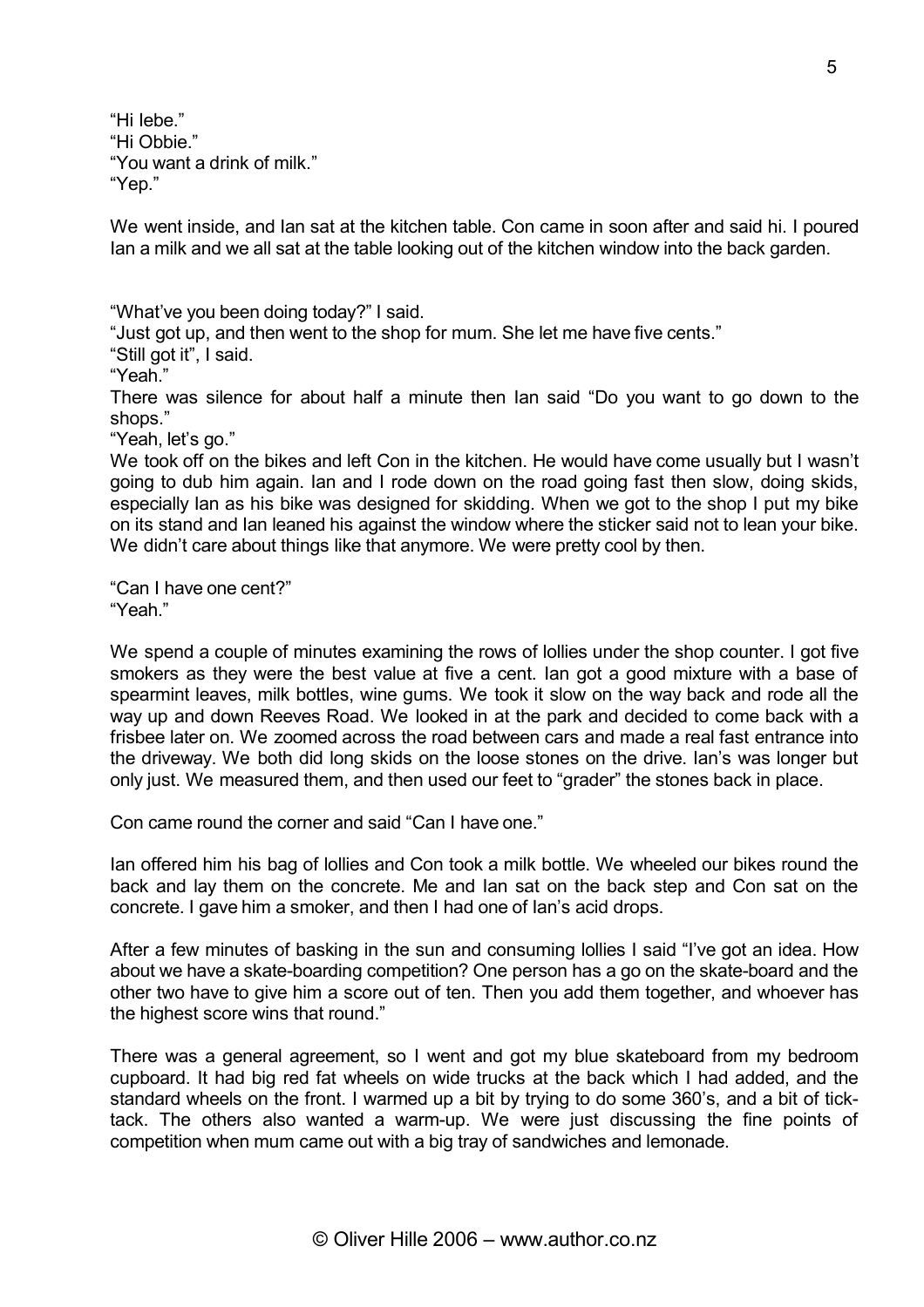"Hi Iebe."
"Hi Obbie."
"You want a drink of milk."
"Yep."

We went inside, and Ian sat at the kitchen table. Con came in soon after and said hi. I poured Ian a milk and we all sat at the table looking out of the kitchen window into the back garden.

"What've you been doing today?" I said.
"Just got up, and then went to the shop for mum. She let me have five cents."
"Still got it", I said.
"Yeah."
There was silence for about half a minute then Ian said "Do you want to go down to the shops."
"Yeah, let's go."
We took off on the bikes and left Con in the kitchen. He would have come usually but I wasn't going to dub him again. Ian and I rode down on the road going fast then slow, doing skids, especially Ian as his bike was designed for skidding. When we got to the shop I put my bike on its stand and Ian leaned his against the window where the sticker said not to lean your bike. We didn't care about things like that anymore. We were pretty cool by then.

"Can I have one cent?"
"Yeah."

We spend a couple of minutes examining the rows of lollies under the shop counter. I got five smokers as they were the best value at five a cent. Ian got a good mixture with a base of spearmint leaves, milk bottles, wine gums. We took it slow on the way back and rode all the way up and down Reeves Road. We looked in at the park and decided to come back with a frisbee later on. We zoomed across the road between cars and made a real fast entrance into the driveway. We both did long skids on the loose stones on the drive. Ian's was longer but only just. We measured them, and then used our feet to "grader" the stones back in place.

Con came round the corner and said "Can I have one."

Ian offered him his bag of lollies and Con took a milk bottle. We wheeled our bikes round the back and lay them on the concrete. Me and Ian sat on the back step and Con sat on the concrete. I gave him a smoker, and then I had one of Ian's acid drops.

After a few minutes of basking in the sun and consuming lollies I said "I've got an idea. How about we have a skate-boarding competition? One person has a go on the skate-board and the other two have to give him a score out of ten. Then you add them together, and whoever has the highest score wins that round."

There was a general agreement, so I went and got my blue skateboard from my bedroom cupboard. It had big red fat wheels on wide trucks at the back which I had added, and the standard wheels on the front. I warmed up a bit by trying to do some 360's, and a bit of tick-tack. The others also wanted a warm-up. We were just discussing the fine points of competition when mum came out with a big tray of sandwiches and lemonade.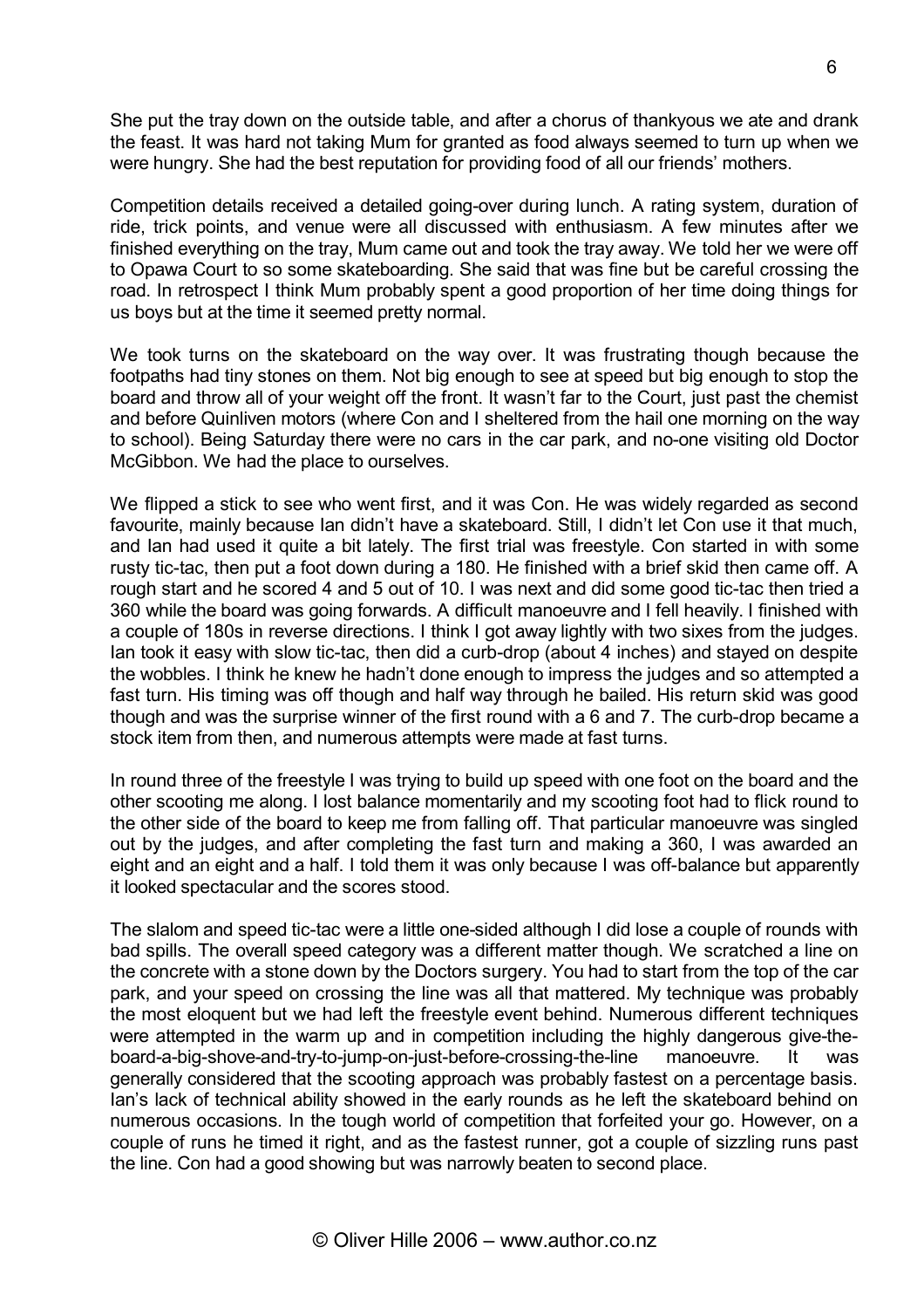She put the tray down on the outside table, and after a chorus of thankyous we ate and drank the feast. It was hard not taking Mum for granted as food always seemed to turn up when we were hungry. She had the best reputation for providing food of all our friends' mothers.

Competition details received a detailed going-over during lunch. A rating system, duration of ride, trick points, and venue were all discussed with enthusiasm. A few minutes after we finished everything on the tray, Mum came out and took the tray away. We told her we were off to Opawa Court to so some skateboarding. She said that was fine but be careful crossing the road. In retrospect I think Mum probably spent a good proportion of her time doing things for us boys but at the time it seemed pretty normal.

We took turns on the skateboard on the way over. It was frustrating though because the footpaths had tiny stones on them. Not big enough to see at speed but big enough to stop the board and throw all of your weight off the front. It wasn't far to the Court, just past the chemist and before Quinliven motors (where Con and I sheltered from the hail one morning on the way to school). Being Saturday there were no cars in the car park, and no-one visiting old Doctor McGibbon. We had the place to ourselves.

We flipped a stick to see who went first, and it was Con. He was widely regarded as second favourite, mainly because Ian didn't have a skateboard. Still, I didn't let Con use it that much, and Ian had used it quite a bit lately. The first trial was freestyle. Con started in with some rusty tic-tac, then put a foot down during a 180. He finished with a brief skid then came off. A rough start and he scored 4 and 5 out of 10. I was next and did some good tic-tac then tried a 360 while the board was going forwards. A difficult manoeuvre and I fell heavily. I finished with a couple of 180s in reverse directions. I think I got away lightly with two sixes from the judges. Ian took it easy with slow tic-tac, then did a curb-drop (about 4 inches) and stayed on despite the wobbles. I think he knew he hadn't done enough to impress the judges and so attempted a fast turn. His timing was off though and half way through he bailed. His return skid was good though and was the surprise winner of the first round with a 6 and 7. The curb-drop became a stock item from then, and numerous attempts were made at fast turns.

In round three of the freestyle I was trying to build up speed with one foot on the board and the other scooting me along. I lost balance momentarily and my scooting foot had to flick round to the other side of the board to keep me from falling off. That particular manoeuvre was singled out by the judges, and after completing the fast turn and making a 360, I was awarded an eight and an eight and a half. I told them it was only because I was off-balance but apparently it looked spectacular and the scores stood.

The slalom and speed tic-tac were a little one-sided although I did lose a couple of rounds with bad spills. The overall speed category was a different matter though. We scratched a line on the concrete with a stone down by the Doctors surgery. You had to start from the top of the car park, and your speed on crossing the line was all that mattered. My technique was probably the most eloquent but we had left the freestyle event behind. Numerous different techniques were attempted in the warm up and in competition including the highly dangerous give-the-board-a-big-shove-and-try-to-jump-on-just-before-crossing-the-line manoeuvre. It was generally considered that the scooting approach was probably fastest on a percentage basis. Ian's lack of technical ability showed in the early rounds as he left the skateboard behind on numerous occasions. In the tough world of competition that forfeited your go. However, on a couple of runs he timed it right, and as the fastest runner, got a couple of sizzling runs past the line. Con had a good showing but was narrowly beaten to second place.

© Oliver Hille 2006 – www.author.co.nz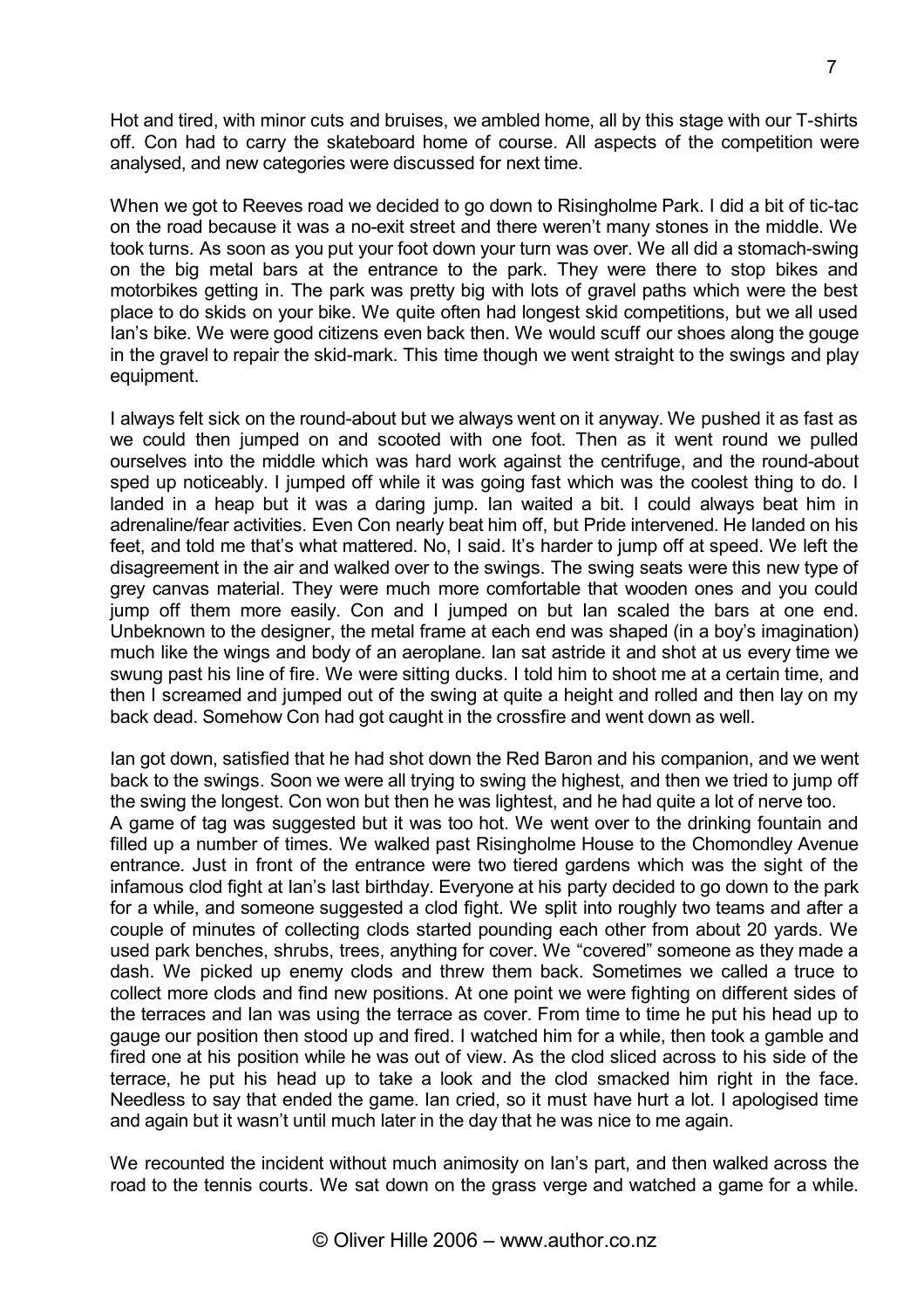Hot and tired, with minor cuts and bruises, we ambled home, all by this stage with our T-shirts off. Con had to carry the skateboard home of course. All aspects of the competition were analysed, and new categories were discussed for next time.

When we got to Reeves road we decided to go down to Risingholme Park. I did a bit of tic-tac on the road because it was a no-exit street and there weren't many stones in the middle. We took turns. As soon as you put your foot down your turn was over. We all did a stomach-swing on the big metal bars at the entrance to the park. They were there to stop bikes and motorbikes getting in. The park was pretty big with lots of gravel paths which were the best place to do skids on your bike. We quite often had longest skid competitions, but we all used Ian's bike. We were good citizens even back then. We would scuff our shoes along the gouge in the gravel to repair the skid-mark. This time though we went straight to the swings and play equipment.

I always felt sick on the round-about but we always went on it anyway. We pushed it as fast as we could then jumped on and scooted with one foot. Then as it went round we pulled ourselves into the middle which was hard work against the centrifuge, and the round-about sped up noticeably. I jumped off while it was going fast which was the coolest thing to do. I landed in a heap but it was a daring jump. Ian waited a bit. I could always beat him in adrenaline/fear activities. Even Con nearly beat him off, but Pride intervened. He landed on his feet, and told me that's what mattered. No, I said. It's harder to jump off at speed. We left the disagreement in the air and walked over to the swings. The swing seats were this new type of grey canvas material. They were much more comfortable that wooden ones and you could jump off them more easily. Con and I jumped on but Ian scaled the bars at one end. Unbeknown to the designer, the metal frame at each end was shaped (in a boy's imagination) much like the wings and body of an aeroplane. Ian sat astride it and shot at us every time we swung past his line of fire. We were sitting ducks. I told him to shoot me at a certain time, and then I screamed and jumped out of the swing at quite a height and rolled and then lay on my back dead. Somehow Con had got caught in the crossfire and went down as well.

Ian got down, satisfied that he had shot down the Red Baron and his companion, and we went back to the swings. Soon we were all trying to swing the highest, and then we tried to jump off the swing the longest. Con won but then he was lightest, and he had quite a lot of nerve too.
A game of tag was suggested but it was too hot. We went over to the drinking fountain and filled up a number of times. We walked past Risingholme House to the Chomondley Avenue entrance. Just in front of the entrance were two tiered gardens which was the sight of the infamous clod fight at Ian's last birthday. Everyone at his party decided to go down to the park for a while, and someone suggested a clod fight. We split into roughly two teams and after a couple of minutes of collecting clods started pounding each other from about 20 yards. We used park benches, shrubs, trees, anything for cover. We "covered" someone as they made a dash. We picked up enemy clods and threw them back. Sometimes we called a truce to collect more clods and find new positions. At one point we were fighting on different sides of the terraces and Ian was using the terrace as cover. From time to time he put his head up to gauge our position then stood up and fired. I watched him for a while, then took a gamble and fired one at his position while he was out of view. As the clod sliced across to his side of the terrace, he put his head up to take a look and the clod smacked him right in the face. Needless to say that ended the game. Ian cried, so it must have hurt a lot. I apologised time and again but it wasn't until much later in the day that he was nice to me again.

We recounted the incident without much animosity on Ian's part, and then walked across the road to the tennis courts. We sat down on the grass verge and watched a game for a while.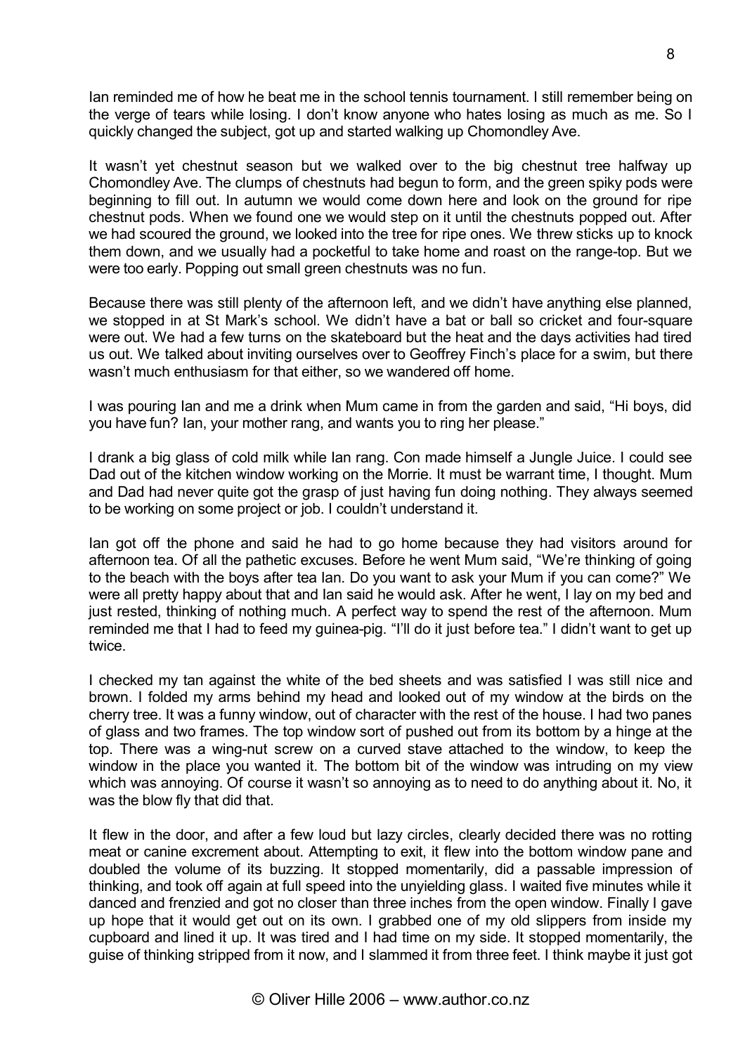Ian reminded me of how he beat me in the school tennis tournament. I still remember being on the verge of tears while losing. I don't know anyone who hates losing as much as me. So I quickly changed the subject, got up and started walking up Chomondley Ave.

It wasn't yet chestnut season but we walked over to the big chestnut tree halfway up Chomondley Ave. The clumps of chestnuts had begun to form, and the green spiky pods were beginning to fill out. In autumn we would come down here and look on the ground for ripe chestnut pods. When we found one we would step on it until the chestnuts popped out. After we had scoured the ground, we looked into the tree for ripe ones. We threw sticks up to knock them down, and we usually had a pocketful to take home and roast on the range-top. But we were too early. Popping out small green chestnuts was no fun.

Because there was still plenty of the afternoon left, and we didn't have anything else planned, we stopped in at St Mark's school. We didn't have a bat or ball so cricket and four-square were out. We had a few turns on the skateboard but the heat and the days activities had tired us out. We talked about inviting ourselves over to Geoffrey Finch's place for a swim, but there wasn't much enthusiasm for that either, so we wandered off home.

I was pouring Ian and me a drink when Mum came in from the garden and said, "Hi boys, did you have fun? Ian, your mother rang, and wants you to ring her please."

I drank a big glass of cold milk while Ian rang. Con made himself a Jungle Juice. I could see Dad out of the kitchen window working on the Morrie. It must be warrant time, I thought. Mum and Dad had never quite got the grasp of just having fun doing nothing. They always seemed to be working on some project or job. I couldn't understand it.

Ian got off the phone and said he had to go home because they had visitors around for afternoon tea. Of all the pathetic excuses. Before he went Mum said, "We're thinking of going to the beach with the boys after tea Ian. Do you want to ask your Mum if you can come?" We were all pretty happy about that and Ian said he would ask. After he went, I lay on my bed and just rested, thinking of nothing much. A perfect way to spend the rest of the afternoon. Mum reminded me that I had to feed my guinea-pig. "I'll do it just before tea." I didn't want to get up twice.

I checked my tan against the white of the bed sheets and was satisfied I was still nice and brown. I folded my arms behind my head and looked out of my window at the birds on the cherry tree. It was a funny window, out of character with the rest of the house. I had two panes of glass and two frames. The top window sort of pushed out from its bottom by a hinge at the top. There was a wing-nut screw on a curved stave attached to the window, to keep the window in the place you wanted it. The bottom bit of the window was intruding on my view which was annoying. Of course it wasn't so annoying as to need to do anything about it. No, it was the blow fly that did that.

It flew in the door, and after a few loud but lazy circles, clearly decided there was no rotting meat or canine excrement about. Attempting to exit, it flew into the bottom window pane and doubled the volume of its buzzing. It stopped momentarily, did a passable impression of thinking, and took off again at full speed into the unyielding glass. I waited five minutes while it danced and frenzied and got no closer than three inches from the open window. Finally I gave up hope that it would get out on its own. I grabbed one of my old slippers from inside my cupboard and lined it up. It was tired and I had time on my side. It stopped momentarily, the guise of thinking stripped from it now, and I slammed it from three feet. I think maybe it just got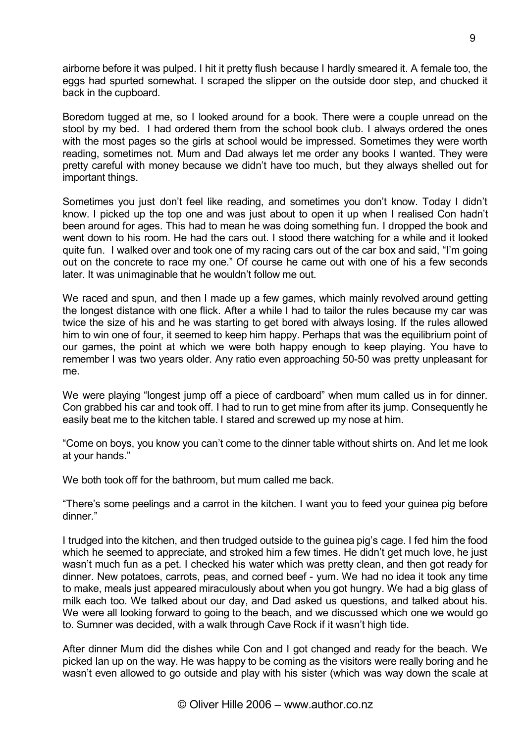airborne before it was pulped. I hit it pretty flush because I hardly smeared it. A female too, the eggs had spurted somewhat. I scraped the slipper on the outside door step, and chucked it back in the cupboard.

Boredom tugged at me, so I looked around for a book. There were a couple unread on the stool by my bed. I had ordered them from the school book club. I always ordered the ones with the most pages so the girls at school would be impressed. Sometimes they were worth reading, sometimes not. Mum and Dad always let me order any books I wanted. They were pretty careful with money because we didn't have too much, but they always shelled out for important things.

Sometimes you just don't feel like reading, and sometimes you don't know. Today I didn't know. I picked up the top one and was just about to open it up when I realised Con hadn't been around for ages. This had to mean he was doing something fun. I dropped the book and went down to his room. He had the cars out. I stood there watching for a while and it looked quite fun. I walked over and took one of my racing cars out of the car box and said, "I'm going out on the concrete to race my one." Of course he came out with one of his a few seconds later. It was unimaginable that he wouldn't follow me out.

We raced and spun, and then I made up a few games, which mainly revolved around getting the longest distance with one flick. After a while I had to tailor the rules because my car was twice the size of his and he was starting to get bored with always losing. If the rules allowed him to win one of four, it seemed to keep him happy. Perhaps that was the equilibrium point of our games, the point at which we were both happy enough to keep playing. You have to remember I was two years older. Any ratio even approaching 50-50 was pretty unpleasant for me.

We were playing "longest jump off a piece of cardboard" when mum called us in for dinner. Con grabbed his car and took off. I had to run to get mine from after its jump. Consequently he easily beat me to the kitchen table. I stared and screwed up my nose at him.

"Come on boys, you know you can't come to the dinner table without shirts on. And let me look at your hands."

We both took off for the bathroom, but mum called me back.

"There's some peelings and a carrot in the kitchen. I want you to feed your guinea pig before dinner."

I trudged into the kitchen, and then trudged outside to the guinea pig's cage. I fed him the food which he seemed to appreciate, and stroked him a few times. He didn't get much love, he just wasn't much fun as a pet. I checked his water which was pretty clean, and then got ready for dinner. New potatoes, carrots, peas, and corned beef - yum. We had no idea it took any time to make, meals just appeared miraculously about when you got hungry. We had a big glass of milk each too. We talked about our day, and Dad asked us questions, and talked about his. We were all looking forward to going to the beach, and we discussed which one we would go to. Sumner was decided, with a walk through Cave Rock if it wasn't high tide.

After dinner Mum did the dishes while Con and I got changed and ready for the beach. We picked Ian up on the way. He was happy to be coming as the visitors were really boring and he wasn't even allowed to go outside and play with his sister (which was way down the scale at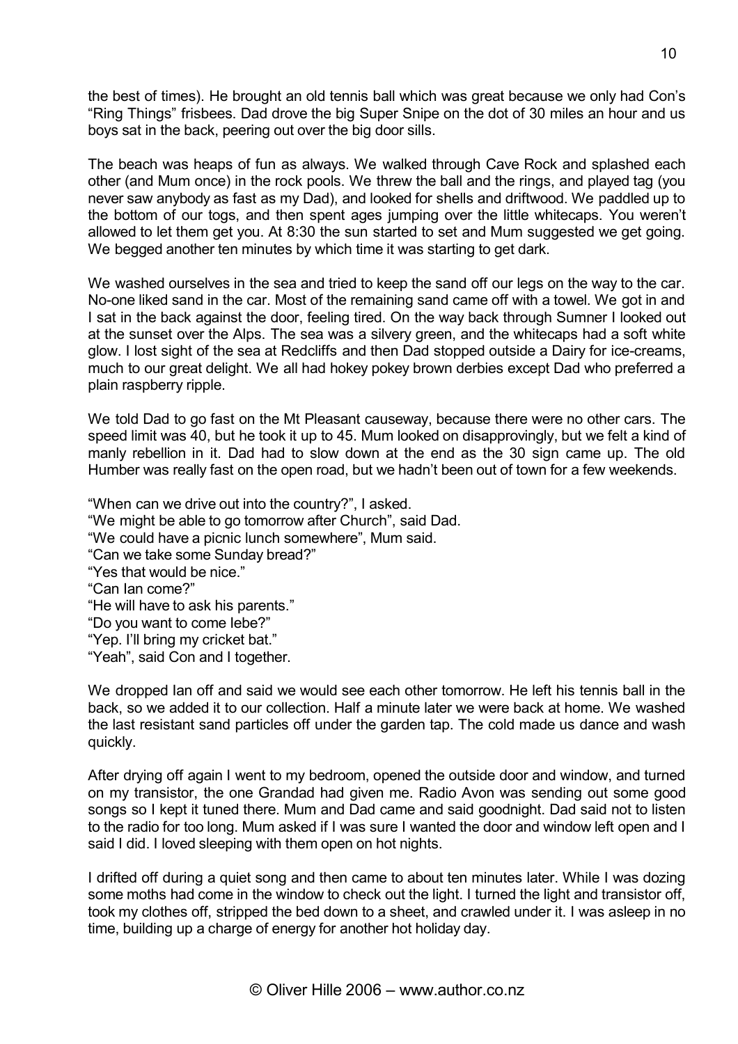the best of times). He brought an old tennis ball which was great because we only had Con's "Ring Things" frisbees. Dad drove the big Super Snipe on the dot of 30 miles an hour and us boys sat in the back, peering out over the big door sills.

The beach was heaps of fun as always. We walked through Cave Rock and splashed each other (and Mum once) in the rock pools. We threw the ball and the rings, and played tag (you never saw anybody as fast as my Dad), and looked for shells and driftwood. We paddled up to the bottom of our togs, and then spent ages jumping over the little whitecaps. You weren't allowed to let them get you. At 8:30 the sun started to set and Mum suggested we get going. We begged another ten minutes by which time it was starting to get dark.

We washed ourselves in the sea and tried to keep the sand off our legs on the way to the car. No-one liked sand in the car. Most of the remaining sand came off with a towel. We got in and I sat in the back against the door, feeling tired. On the way back through Sumner I looked out at the sunset over the Alps. The sea was a silvery green, and the whitecaps had a soft white glow. I lost sight of the sea at Redcliffs and then Dad stopped outside a Dairy for ice-creams, much to our great delight. We all had hokey pokey brown derbies except Dad who preferred a plain raspberry ripple.

We told Dad to go fast on the Mt Pleasant causeway, because there were no other cars. The speed limit was 40, but he took it up to 45. Mum looked on disapprovingly, but we felt a kind of manly rebellion in it. Dad had to slow down at the end as the 30 sign came up. The old Humber was really fast on the open road, but we hadn't been out of town for a few weekends.

"When can we drive out into the country?", I asked.
"We might be able to go tomorrow after Church", said Dad.
"We could have a picnic lunch somewhere", Mum said.
"Can we take some Sunday bread?"
"Yes that would be nice."
"Can Ian come?"
"He will have to ask his parents."
"Do you want to come Iebe?"
"Yep. I'll bring my cricket bat."
"Yeah", said Con and I together.

We dropped Ian off and said we would see each other tomorrow. He left his tennis ball in the back, so we added it to our collection. Half a minute later we were back at home. We washed the last resistant sand particles off under the garden tap. The cold made us dance and wash quickly.

After drying off again I went to my bedroom, opened the outside door and window, and turned on my transistor, the one Grandad had given me. Radio Avon was sending out some good songs so I kept it tuned there. Mum and Dad came and said goodnight. Dad said not to listen to the radio for too long. Mum asked if I was sure I wanted the door and window left open and I said I did. I loved sleeping with them open on hot nights.

I drifted off during a quiet song and then came to about ten minutes later. While I was dozing some moths had come in the window to check out the light. I turned the light and transistor off, took my clothes off, stripped the bed down to a sheet, and crawled under it. I was asleep in no time, building up a charge of energy for another hot holiday day.

© Oliver Hille 2006 – www.author.co.nz